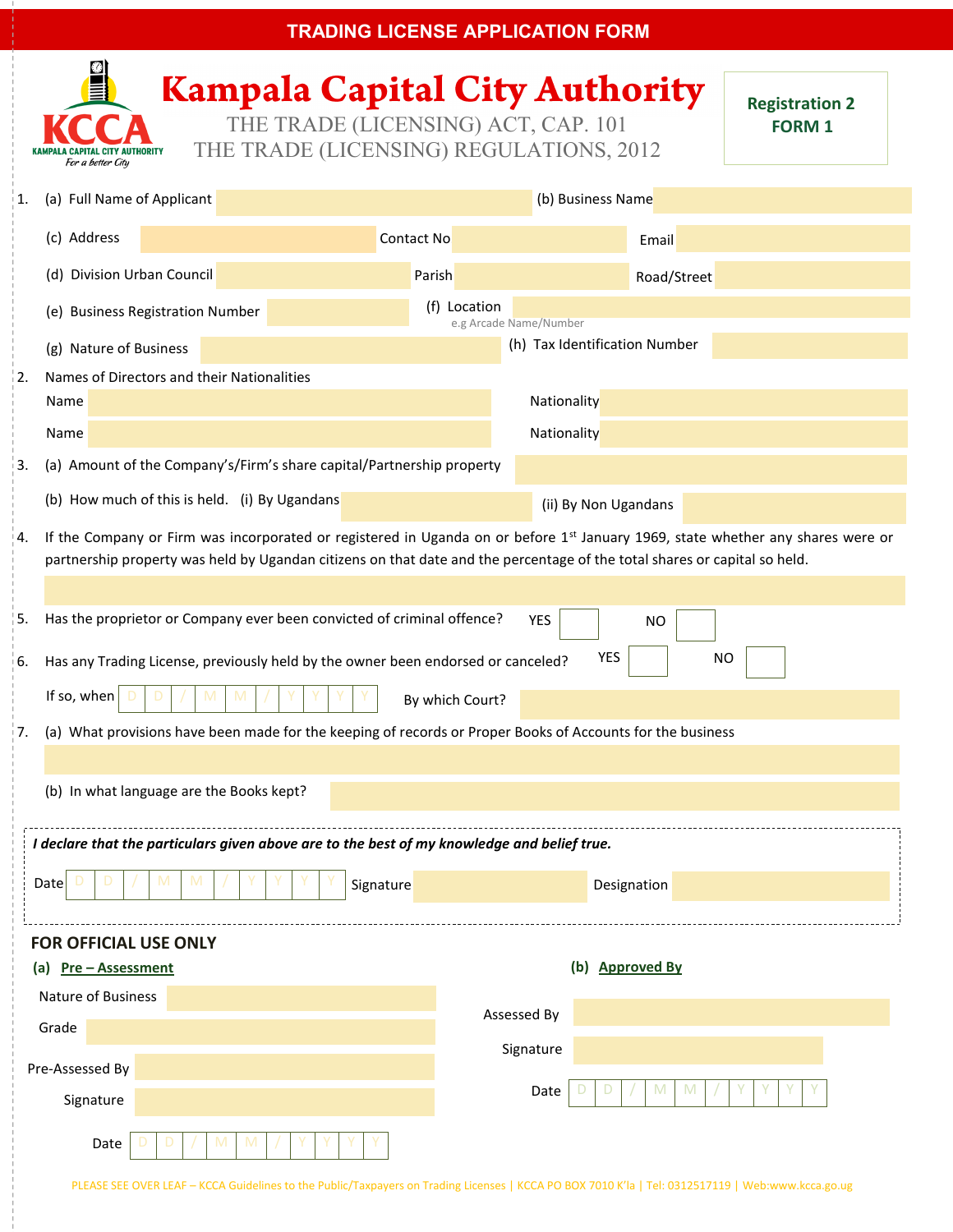# TRADING LICENSE APPLICATION FORM

**KCCA**
KAMPALA CAPITAL CITY AUTHORITY
*For a better City*

## Kampala Capital City Authority

THE TRADE (LICENSING) ACT, CAP. 101
THE TRADE (LICENSING) REGULATIONS, 2012

**Registration 2**
**FORM 1**

1. (a) Full Name of Applicant ______ (b) Business Name ______

   (c) Address ______ Contact No ______ Email ______

   (d) Division Urban Council ______ Parish ______ Road/Street ______

   (e) Business Registration Number ______ (f) Location ______
   e.g Arcade Name/Number

   (g) Nature of Business ______ (h) Tax Identification Number ______

2. Names of Directors and their Nationalities

   Name ______ Nationality ______

   Name ______ Nationality ______

3. (a) Amount of the Company's/Firm's share capital/Partnership property ______

   (b) How much of this is held. (i) By Ugandans ______ (ii) By Non Ugandans ______

4. If the Company or Firm was incorporated or registered in Uganda on or before 1st January 1969, state whether any shares were or partnership property was held by Ugandan citizens on that date and the percentage of the total shares or capital so held.

   ______

5. Has the proprietor or Company ever been convicted of criminal offence? YES ☐ NO ☐

6. Has any Trading License, previously held by the owner been endorsed or canceled? YES ☐ NO ☐

   If so, when D D / M M / Y Y Y Y By which Court? ______

7. (a) What provisions have been made for the keeping of records or Proper Books of Accounts for the business

   ______

   (b) In what language are the Books kept? ______

***I declare that the particulars given above are to the best of my knowledge and belief true.***

Date D D / M M / Y Y Y Y Signature ______ Designation ______

## FOR OFFICIAL USE ONLY

**(a) Pre – Assessment**

Nature of Business ______

Grade ______

Pre-Assessed By ______

Signature ______

Date D D / M M / Y Y Y Y

**(b) Approved By**

Assessed By ______

Signature ______

Date D D / M M / Y Y Y Y

PLEASE SEE OVER LEAF – KCCA Guidelines to the Public/Taxpayers on Trading Licenses | KCCA PO BOX 7010 K'la | Tel: 0312517119 | Web:www.kcca.go.ug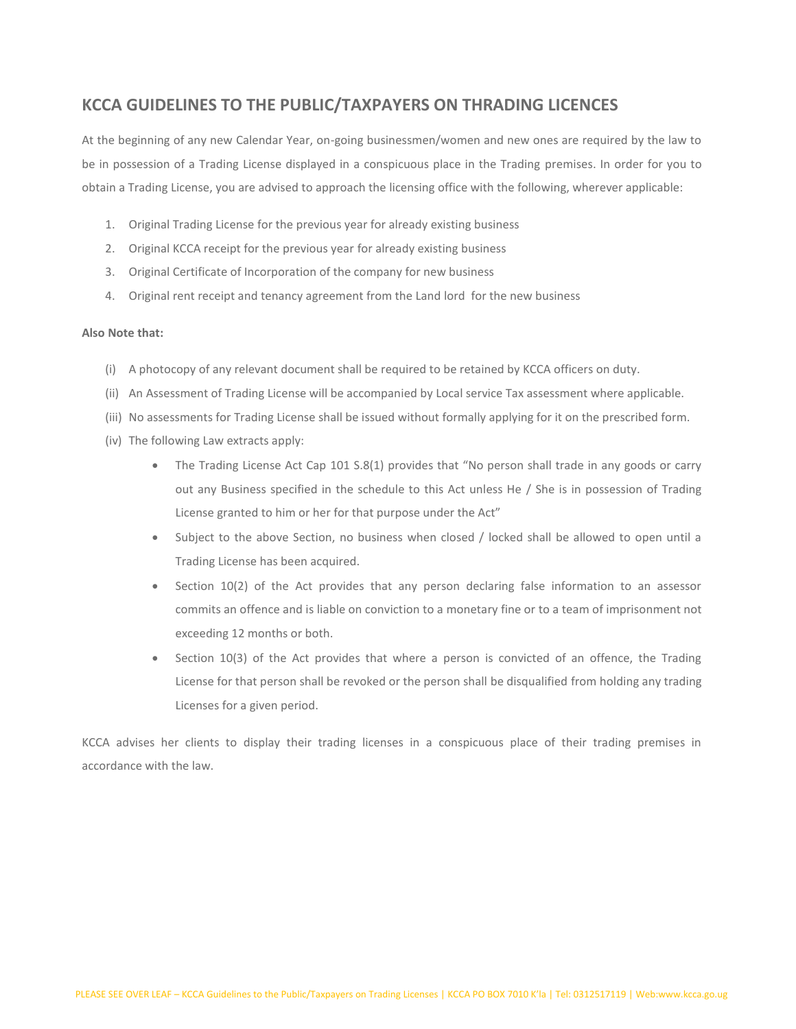## KCCA GUIDELINES TO THE PUBLIC/TAXPAYERS ON THRADING LICENCES

At the beginning of any new Calendar Year, on-going businessmen/women and new ones are required by the law to be in possession of a Trading License displayed in a conspicuous place in the Trading premises. In order for you to obtain a Trading License, you are advised to approach the licensing office with the following, wherever applicable:

1. Original Trading License for the previous year for already existing business
2. Original KCCA receipt for the previous year for already existing business
3. Original Certificate of Incorporation of the company for new business
4. Original rent receipt and tenancy agreement from the Land lord for the new business

**Also Note that:**

(i) A photocopy of any relevant document shall be required to be retained by KCCA officers on duty.

(ii) An Assessment of Trading License will be accompanied by Local service Tax assessment where applicable.

(iii) No assessments for Trading License shall be issued without formally applying for it on the prescribed form.

(iv) The following Law extracts apply:

- The Trading License Act Cap 101 S.8(1) provides that "No person shall trade in any goods or carry out any Business specified in the schedule to this Act unless He / She is in possession of Trading License granted to him or her for that purpose under the Act"
- Subject to the above Section, no business when closed / locked shall be allowed to open until a Trading License has been acquired.
- Section 10(2) of the Act provides that any person declaring false information to an assessor commits an offence and is liable on conviction to a monetary fine or to a team of imprisonment not exceeding 12 months or both.
- Section 10(3) of the Act provides that where a person is convicted of an offence, the Trading License for that person shall be revoked or the person shall be disqualified from holding any trading Licenses for a given period.

KCCA advises her clients to display their trading licenses in a conspicuous place of their trading premises in accordance with the law.